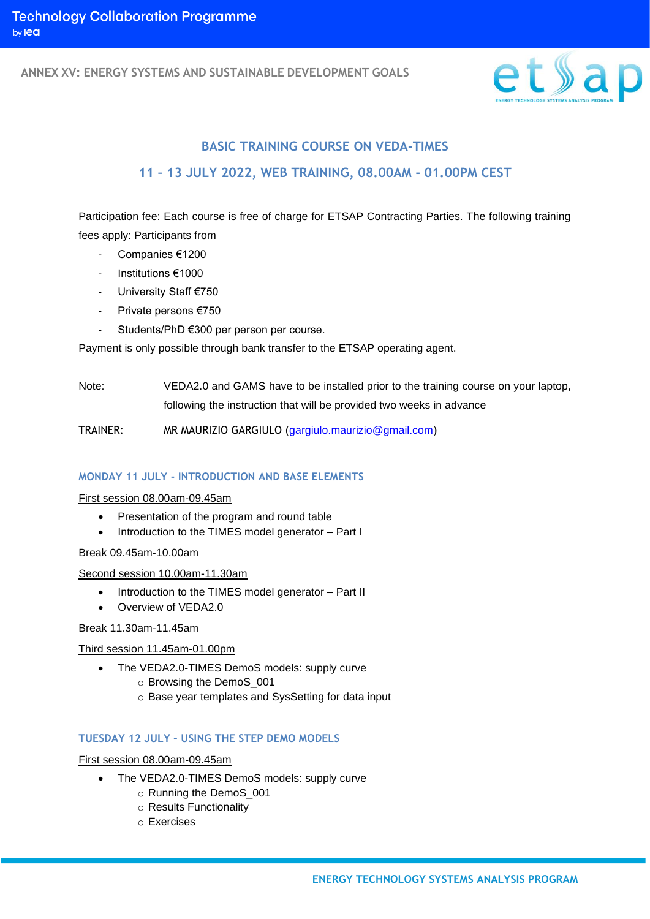# BASIC TRAINING COURSE ON VEDA-TIMES

## 11 – 13 JULY 2022, WEB TRAINING, 08.00AM - 01.00PM CEST

Participation fee: Each course is free of charge for ETSAP Contracting Parties. The following training fees apply: Participants from

- Companies €1200
- Institutions €1000
- University Staff €750
- Private persons €750
- Students/PhD €300 per person per course.

Payment is only possible through bank transfer to the ETSAP operating agent.

Note: VEDA2.0 and GAMS have to be installed prior to the training course on your laptop, following the instruction that will be provided two weeks in advance

TRAINER: MR MAURIZIO GARGIULO (gargiulo.maurizio@gmail.com)

### MONDAY 11 JULY - INTRODUCTION AND BASE ELEMENTS

First session 08.00am-09.45am

- Presentation of the program and round table
- Introduction to the TIMES model generator – Part I

Break 09.45am-10.00am

Second session 10.00am-11.30am

- Introduction to the TIMES model generator – Part II
- Overview of VEDA2.0

Break 11.30am-11.45am

Third session 11.45am-01.00pm

- The VEDA2.0-TIMES DemoS models: supply curve
  - Browsing the DemoS_001
  - Base year templates and SysSetting for data input

### TUESDAY 12 JULY - USING THE STEP DEMO MODELS

First session 08.00am-09.45am

- The VEDA2.0-TIMES DemoS models: supply curve
  - Running the DemoS_001
  - Results Functionality
  - Exercises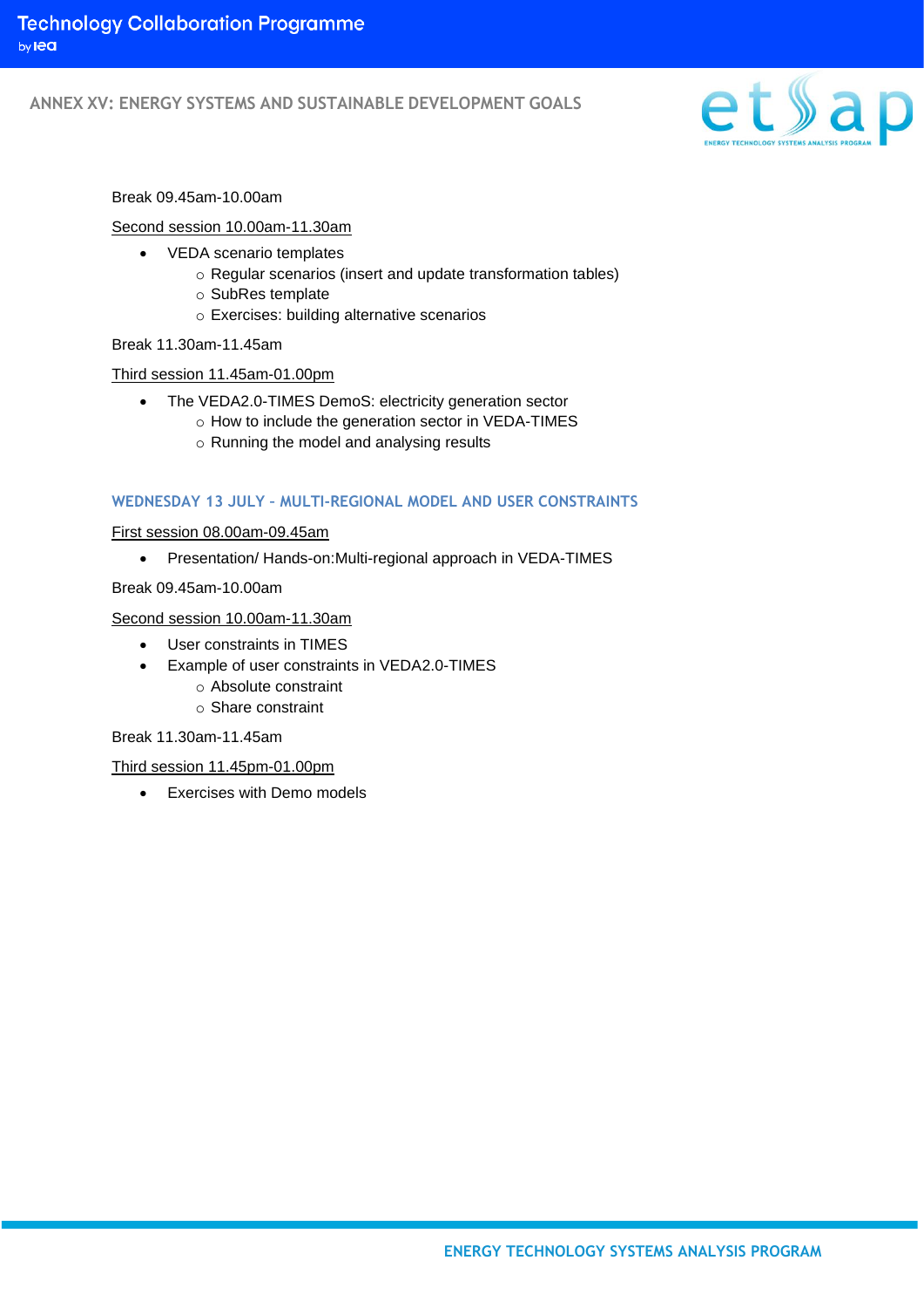Break 09.45am-10.00am

<u>Second session 10.00am-11.30am</u>

- VEDA scenario templates
  - Regular scenarios (insert and update transformation tables)
  - SubRes template
  - Exercises: building alternative scenarios

Break 11.30am-11.45am

<u>Third session 11.45am-01.00pm</u>

- The VEDA2.0-TIMES DemoS: electricity generation sector
  - How to include the generation sector in VEDA-TIMES
  - Running the model and analysing results

### WEDNESDAY 13 JULY – MULTI-REGIONAL MODEL AND USER CONSTRAINTS

<u>First session 08.00am-09.45am</u>

- Presentation/ Hands-on:Multi-regional approach in VEDA-TIMES

Break 09.45am-10.00am

<u>Second session 10.00am-11.30am</u>

- User constraints in TIMES
- Example of user constraints in VEDA2.0-TIMES
  - Absolute constraint
  - Share constraint

Break 11.30am-11.45am

<u>Third session 11.45pm-01.00pm</u>

- Exercises with Demo models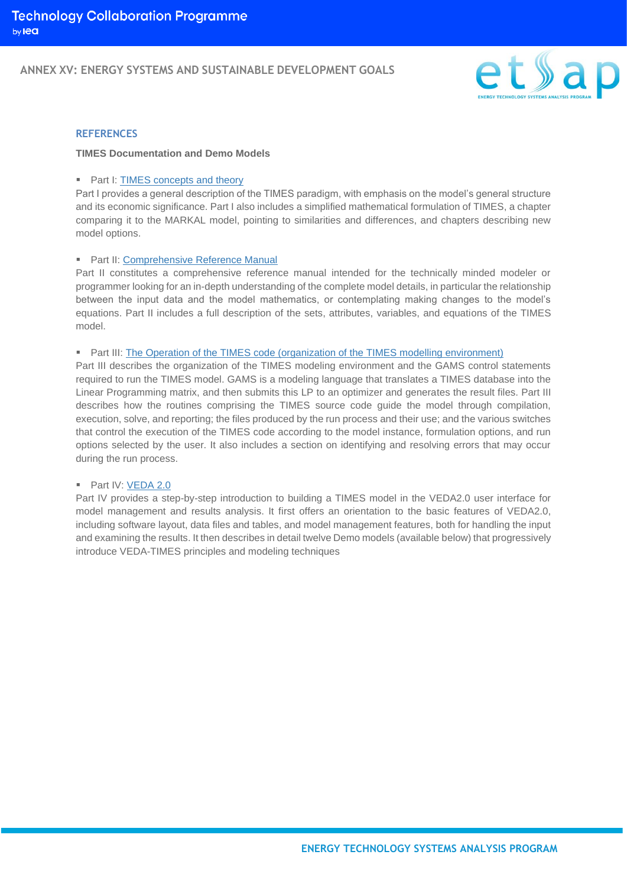## REFERENCES

**TIMES Documentation and Demo Models**

- Part I: TIMES concepts and theory

Part I provides a general description of the TIMES paradigm, with emphasis on the model's general structure and its economic significance. Part I also includes a simplified mathematical formulation of TIMES, a chapter comparing it to the MARKAL model, pointing to similarities and differences, and chapters describing new model options.

- Part II: Comprehensive Reference Manual

Part II constitutes a comprehensive reference manual intended for the technically minded modeler or programmer looking for an in-depth understanding of the complete model details, in particular the relationship between the input data and the model mathematics, or contemplating making changes to the model's equations. Part II includes a full description of the sets, attributes, variables, and equations of the TIMES model.

- Part III: The Operation of the TIMES code (organization of the TIMES modelling environment)

Part III describes the organization of the TIMES modeling environment and the GAMS control statements required to run the TIMES model. GAMS is a modeling language that translates a TIMES database into the Linear Programming matrix, and then submits this LP to an optimizer and generates the result files. Part III describes how the routines comprising the TIMES source code guide the model through compilation, execution, solve, and reporting; the files produced by the run process and their use; and the various switches that control the execution of the TIMES code according to the model instance, formulation options, and run options selected by the user. It also includes a section on identifying and resolving errors that may occur during the run process.

- Part IV: VEDA 2.0

Part IV provides a step-by-step introduction to building a TIMES model in the VEDA2.0 user interface for model management and results analysis. It first offers an orientation to the basic features of VEDA2.0, including software layout, data files and tables, and model management features, both for handling the input and examining the results. It then describes in detail twelve Demo models (available below) that progressively introduce VEDA-TIMES principles and modeling techniques